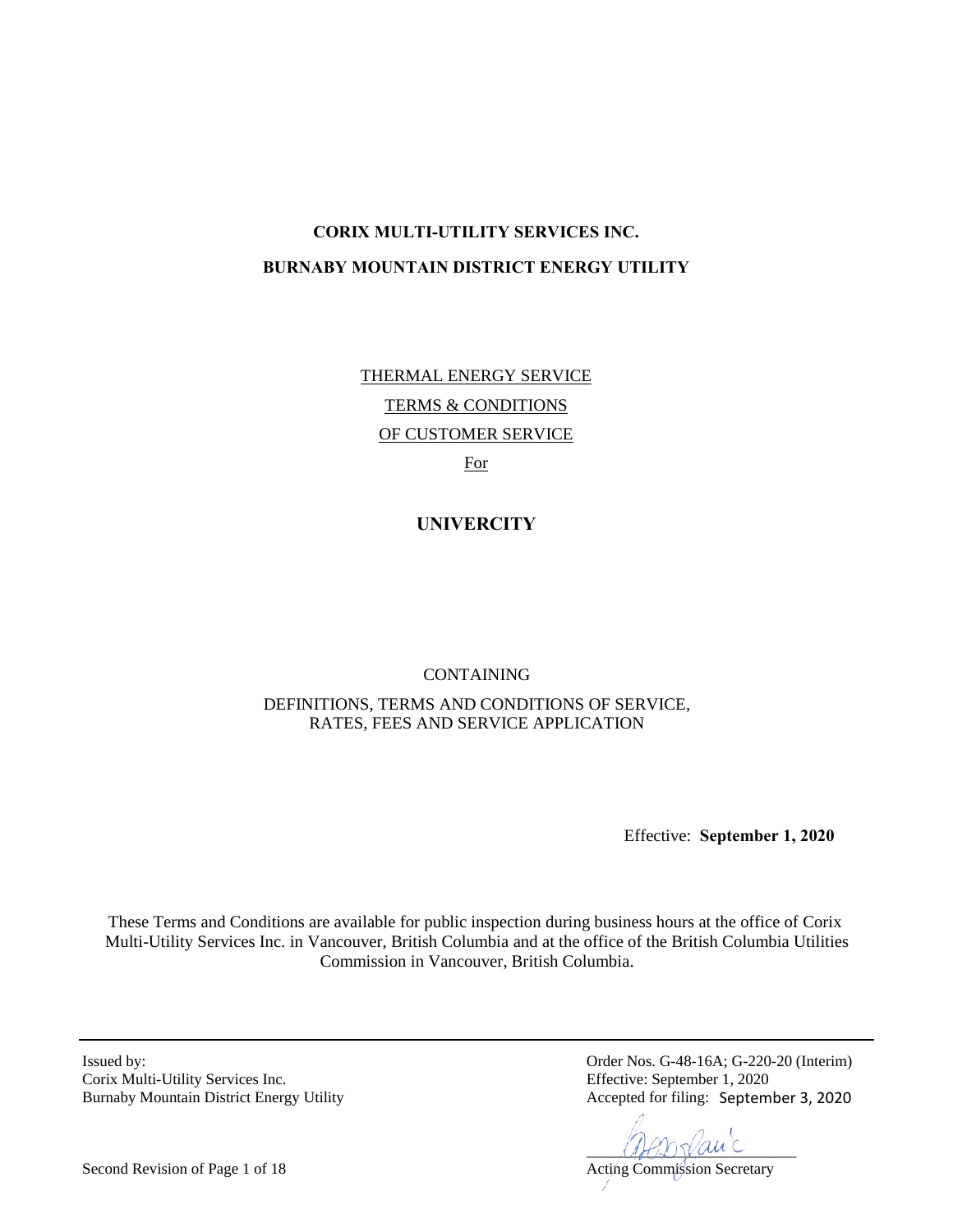# CORIX MULTI-UTILITY SERVICES INC.

# BURNABY MOUNTAIN DISTRICT ENERGY UTILITY

THERMAL ENERGY SERVICE

TERMS & CONDITIONS

OF CUSTOMER SERVICE

For

## UNIVERCITY

CONTAINING

DEFINITIONS, TERMS AND CONDITIONS OF SERVICE, RATES, FEES AND SERVICE APPLICATION

Effective: **September 1, 2020**

These Terms and Conditions are available for public inspection during business hours at the office of Corix Multi-Utility Services Inc. in Vancouver, British Columbia and at the office of the British Columbia Utilities Commission in Vancouver, British Columbia.

Issued by:
Corix Multi-Utility Services Inc.
Burnaby Mountain District Energy Utility

Order Nos. G-48-16A; G-220-20 (Interim)
Effective: September 1, 2020
Accepted for filing: September 3, 2020

Acting Commission Secretary

Second Revision of Page 1 of 18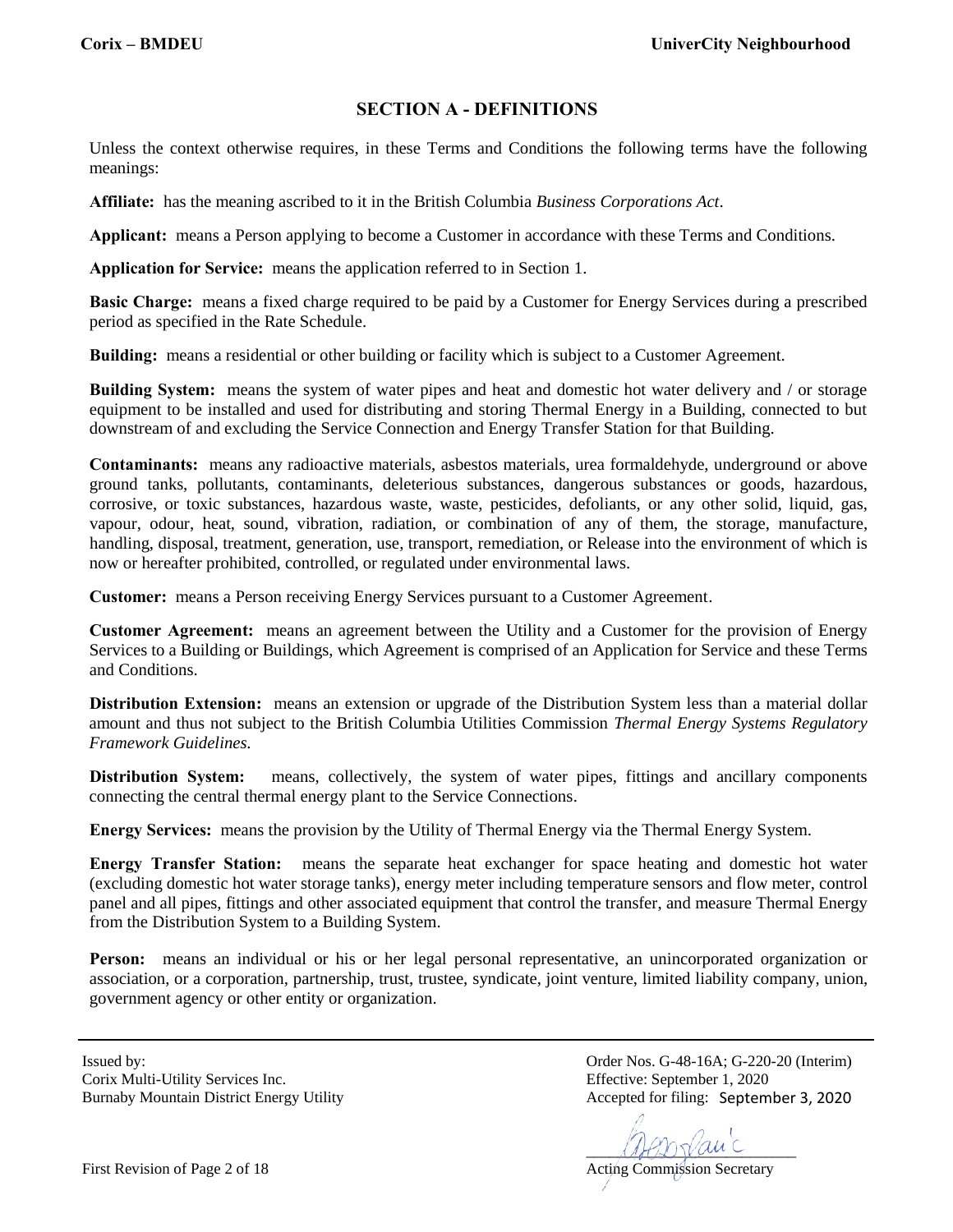## SECTION A - DEFINITIONS

Unless the context otherwise requires, in these Terms and Conditions the following terms have the following meanings:

**Affiliate:** has the meaning ascribed to it in the British Columbia *Business Corporations Act*.

**Applicant:** means a Person applying to become a Customer in accordance with these Terms and Conditions.

**Application for Service:** means the application referred to in Section 1.

**Basic Charge:** means a fixed charge required to be paid by a Customer for Energy Services during a prescribed period as specified in the Rate Schedule.

**Building:** means a residential or other building or facility which is subject to a Customer Agreement.

**Building System:** means the system of water pipes and heat and domestic hot water delivery and / or storage equipment to be installed and used for distributing and storing Thermal Energy in a Building, connected to but downstream of and excluding the Service Connection and Energy Transfer Station for that Building.

**Contaminants:** means any radioactive materials, asbestos materials, urea formaldehyde, underground or above ground tanks, pollutants, contaminants, deleterious substances, dangerous substances or goods, hazardous, corrosive, or toxic substances, hazardous waste, waste, pesticides, defoliants, or any other solid, liquid, gas, vapour, odour, heat, sound, vibration, radiation, or combination of any of them, the storage, manufacture, handling, disposal, treatment, generation, use, transport, remediation, or Release into the environment of which is now or hereafter prohibited, controlled, or regulated under environmental laws.

**Customer:** means a Person receiving Energy Services pursuant to a Customer Agreement.

**Customer Agreement:** means an agreement between the Utility and a Customer for the provision of Energy Services to a Building or Buildings, which Agreement is comprised of an Application for Service and these Terms and Conditions.

**Distribution Extension:** means an extension or upgrade of the Distribution System less than a material dollar amount and thus not subject to the British Columbia Utilities Commission *Thermal Energy Systems Regulatory Framework Guidelines.*

**Distribution System:** means, collectively, the system of water pipes, fittings and ancillary components connecting the central thermal energy plant to the Service Connections.

**Energy Services:** means the provision by the Utility of Thermal Energy via the Thermal Energy System.

**Energy Transfer Station:** means the separate heat exchanger for space heating and domestic hot water (excluding domestic hot water storage tanks), energy meter including temperature sensors and flow meter, control panel and all pipes, fittings and other associated equipment that control the transfer, and measure Thermal Energy from the Distribution System to a Building System.

**Person:** means an individual or his or her legal personal representative, an unincorporated organization or association, or a corporation, partnership, trust, trustee, syndicate, joint venture, limited liability company, union, government agency or other entity or organization.

Issued by:
Corix Multi-Utility Services Inc.
Burnaby Mountain District Energy Utility

Order Nos. G-48-16A; G-220-20 (Interim)
Effective: September 1, 2020
Accepted for filing: September 3, 2020

Acting Commission Secretary

First Revision of Page 2 of 18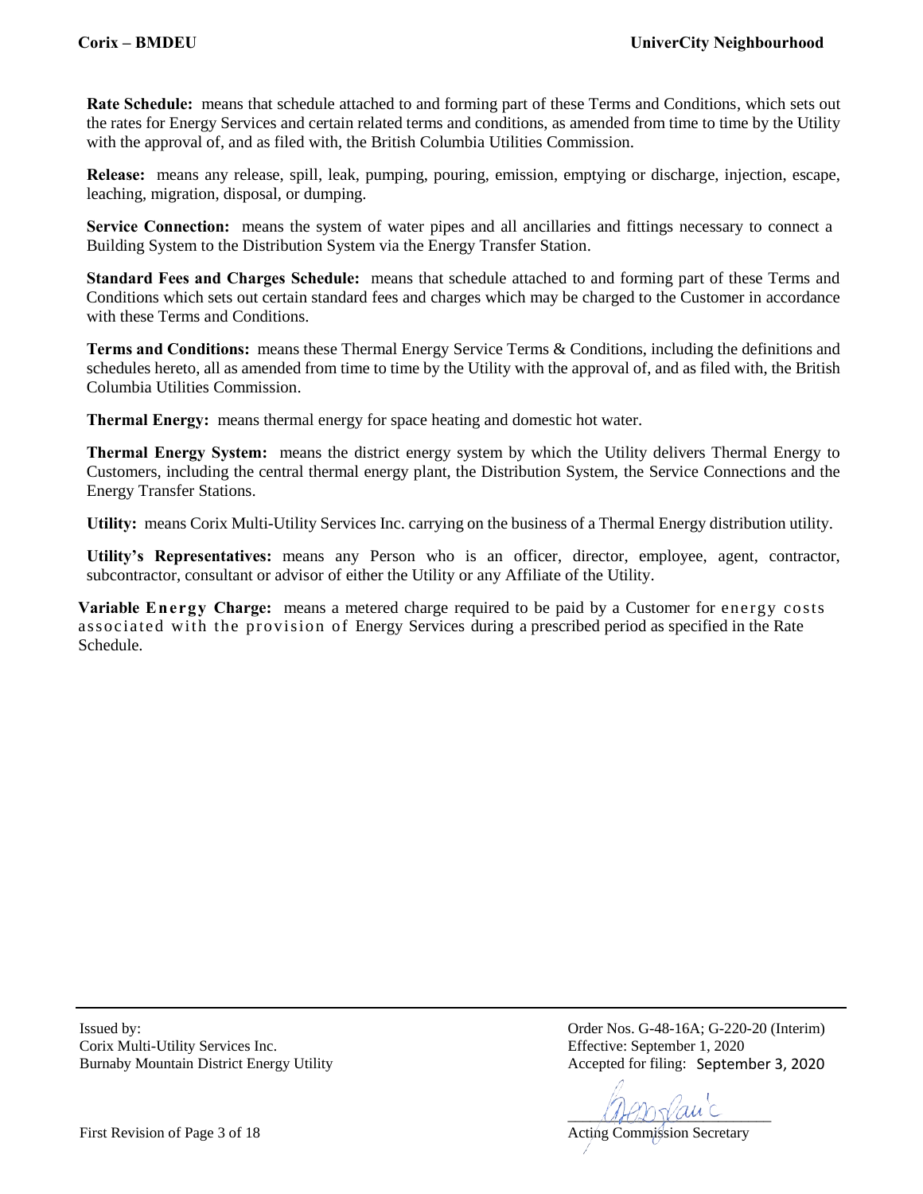**Rate Schedule:** means that schedule attached to and forming part of these Terms and Conditions, which sets out the rates for Energy Services and certain related terms and conditions, as amended from time to time by the Utility with the approval of, and as filed with, the British Columbia Utilities Commission.

**Release:** means any release, spill, leak, pumping, pouring, emission, emptying or discharge, injection, escape, leaching, migration, disposal, or dumping.

**Service Connection:** means the system of water pipes and all ancillaries and fittings necessary to connect a Building System to the Distribution System via the Energy Transfer Station.

**Standard Fees and Charges Schedule:** means that schedule attached to and forming part of these Terms and Conditions which sets out certain standard fees and charges which may be charged to the Customer in accordance with these Terms and Conditions.

**Terms and Conditions:** means these Thermal Energy Service Terms & Conditions, including the definitions and schedules hereto, all as amended from time to time by the Utility with the approval of, and as filed with, the British Columbia Utilities Commission.

**Thermal Energy:** means thermal energy for space heating and domestic hot water.

**Thermal Energy System:** means the district energy system by which the Utility delivers Thermal Energy to Customers, including the central thermal energy plant, the Distribution System, the Service Connections and the Energy Transfer Stations.

**Utility:** means Corix Multi-Utility Services Inc. carrying on the business of a Thermal Energy distribution utility.

**Utility's Representatives:** means any Person who is an officer, director, employee, agent, contractor, subcontractor, consultant or advisor of either the Utility or any Affiliate of the Utility.

**Variable Energy Charge:** means a metered charge required to be paid by a Customer for energy costs associated with the provision of Energy Services during a prescribed period as specified in the Rate Schedule.

Issued by:
Corix Multi-Utility Services Inc.
Burnaby Mountain District Energy Utility

Order Nos. G-48-16A; G-220-20 (Interim)
Effective: September 1, 2020
Accepted for filing: September 3, 2020

Acting Commission Secretary

First Revision of Page 3 of 18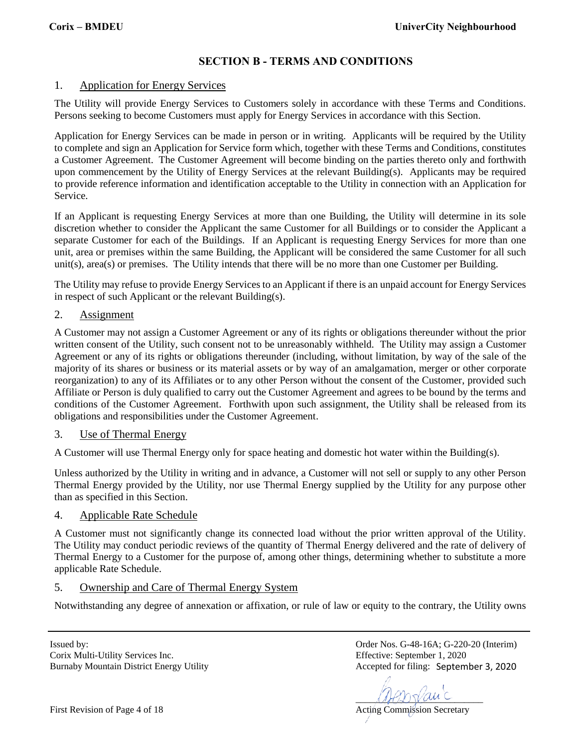## SECTION B - TERMS AND CONDITIONS

### 1. Application for Energy Services

The Utility will provide Energy Services to Customers solely in accordance with these Terms and Conditions. Persons seeking to become Customers must apply for Energy Services in accordance with this Section.

Application for Energy Services can be made in person or in writing. Applicants will be required by the Utility to complete and sign an Application for Service form which, together with these Terms and Conditions, constitutes a Customer Agreement. The Customer Agreement will become binding on the parties thereto only and forthwith upon commencement by the Utility of Energy Services at the relevant Building(s). Applicants may be required to provide reference information and identification acceptable to the Utility in connection with an Application for Service.

If an Applicant is requesting Energy Services at more than one Building, the Utility will determine in its sole discretion whether to consider the Applicant the same Customer for all Buildings or to consider the Applicant a separate Customer for each of the Buildings. If an Applicant is requesting Energy Services for more than one unit, area or premises within the same Building, the Applicant will be considered the same Customer for all such unit(s), area(s) or premises. The Utility intends that there will be no more than one Customer per Building.

The Utility may refuse to provide Energy Services to an Applicant if there is an unpaid account for Energy Services in respect of such Applicant or the relevant Building(s).

### 2. Assignment

A Customer may not assign a Customer Agreement or any of its rights or obligations thereunder without the prior written consent of the Utility, such consent not to be unreasonably withheld. The Utility may assign a Customer Agreement or any of its rights or obligations thereunder (including, without limitation, by way of the sale of the majority of its shares or business or its material assets or by way of an amalgamation, merger or other corporate reorganization) to any of its Affiliates or to any other Person without the consent of the Customer, provided such Affiliate or Person is duly qualified to carry out the Customer Agreement and agrees to be bound by the terms and conditions of the Customer Agreement. Forthwith upon such assignment, the Utility shall be released from its obligations and responsibilities under the Customer Agreement.

### 3. Use of Thermal Energy

A Customer will use Thermal Energy only for space heating and domestic hot water within the Building(s).

Unless authorized by the Utility in writing and in advance, a Customer will not sell or supply to any other Person Thermal Energy provided by the Utility, nor use Thermal Energy supplied by the Utility for any purpose other than as specified in this Section.

### 4. Applicable Rate Schedule

A Customer must not significantly change its connected load without the prior written approval of the Utility. The Utility may conduct periodic reviews of the quantity of Thermal Energy delivered and the rate of delivery of Thermal Energy to a Customer for the purpose of, among other things, determining whether to substitute a more applicable Rate Schedule.

### 5. Ownership and Care of Thermal Energy System

Notwithstanding any degree of annexation or affixation, or rule of law or equity to the contrary, the Utility owns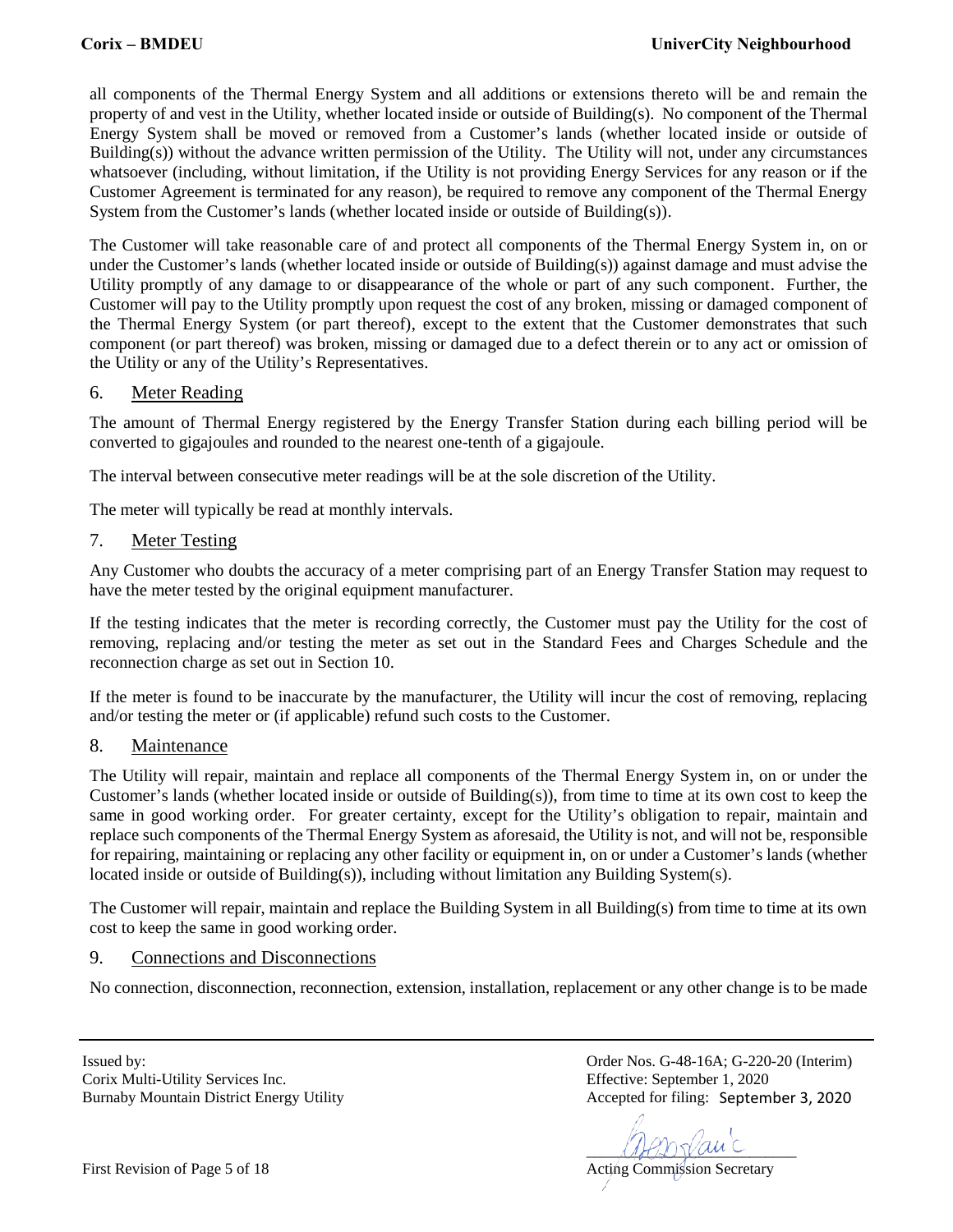all components of the Thermal Energy System and all additions or extensions thereto will be and remain the property of and vest in the Utility, whether located inside or outside of Building(s). No component of the Thermal Energy System shall be moved or removed from a Customer's lands (whether located inside or outside of Building(s)) without the advance written permission of the Utility. The Utility will not, under any circumstances whatsoever (including, without limitation, if the Utility is not providing Energy Services for any reason or if the Customer Agreement is terminated for any reason), be required to remove any component of the Thermal Energy System from the Customer's lands (whether located inside or outside of Building(s)).

The Customer will take reasonable care of and protect all components of the Thermal Energy System in, on or under the Customer's lands (whether located inside or outside of Building(s)) against damage and must advise the Utility promptly of any damage to or disappearance of the whole or part of any such component. Further, the Customer will pay to the Utility promptly upon request the cost of any broken, missing or damaged component of the Thermal Energy System (or part thereof), except to the extent that the Customer demonstrates that such component (or part thereof) was broken, missing or damaged due to a defect therein or to any act or omission of the Utility or any of the Utility's Representatives.

## 6. Meter Reading

The amount of Thermal Energy registered by the Energy Transfer Station during each billing period will be converted to gigajoules and rounded to the nearest one-tenth of a gigajoule.

The interval between consecutive meter readings will be at the sole discretion of the Utility.

The meter will typically be read at monthly intervals.

## 7. Meter Testing

Any Customer who doubts the accuracy of a meter comprising part of an Energy Transfer Station may request to have the meter tested by the original equipment manufacturer.

If the testing indicates that the meter is recording correctly, the Customer must pay the Utility for the cost of removing, replacing and/or testing the meter as set out in the Standard Fees and Charges Schedule and the reconnection charge as set out in Section 10.

If the meter is found to be inaccurate by the manufacturer, the Utility will incur the cost of removing, replacing and/or testing the meter or (if applicable) refund such costs to the Customer.

## 8. Maintenance

The Utility will repair, maintain and replace all components of the Thermal Energy System in, on or under the Customer's lands (whether located inside or outside of Building(s)), from time to time at its own cost to keep the same in good working order. For greater certainty, except for the Utility's obligation to repair, maintain and replace such components of the Thermal Energy System as aforesaid, the Utility is not, and will not be, responsible for repairing, maintaining or replacing any other facility or equipment in, on or under a Customer's lands (whether located inside or outside of Building(s)), including without limitation any Building System(s).

The Customer will repair, maintain and replace the Building System in all Building(s) from time to time at its own cost to keep the same in good working order.

## 9. Connections and Disconnections

No connection, disconnection, reconnection, extension, installation, replacement or any other change is to be made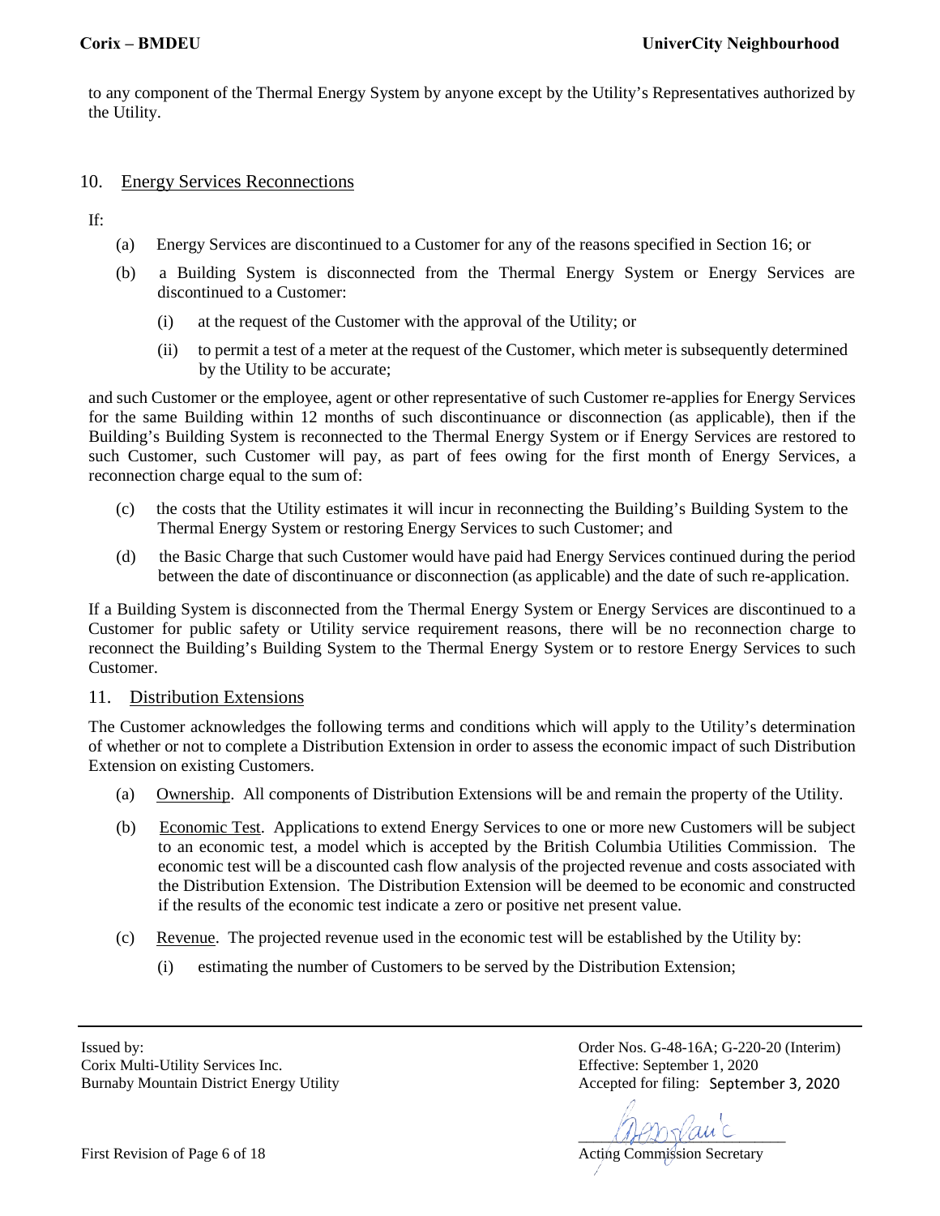to any component of the Thermal Energy System by anyone except by the Utility's Representatives authorized by the Utility.

## 10. Energy Services Reconnections

If:

(a) Energy Services are discontinued to a Customer for any of the reasons specified in Section 16; or

(b) a Building System is disconnected from the Thermal Energy System or Energy Services are discontinued to a Customer:

  (i) at the request of the Customer with the approval of the Utility; or

  (ii) to permit a test of a meter at the request of the Customer, which meter is subsequently determined by the Utility to be accurate;

and such Customer or the employee, agent or other representative of such Customer re-applies for Energy Services for the same Building within 12 months of such discontinuance or disconnection (as applicable), then if the Building's Building System is reconnected to the Thermal Energy System or if Energy Services are restored to such Customer, such Customer will pay, as part of fees owing for the first month of Energy Services, a reconnection charge equal to the sum of:

(c) the costs that the Utility estimates it will incur in reconnecting the Building's Building System to the Thermal Energy System or restoring Energy Services to such Customer; and

(d) the Basic Charge that such Customer would have paid had Energy Services continued during the period between the date of discontinuance or disconnection (as applicable) and the date of such re-application.

If a Building System is disconnected from the Thermal Energy System or Energy Services are discontinued to a Customer for public safety or Utility service requirement reasons, there will be no reconnection charge to reconnect the Building's Building System to the Thermal Energy System or to restore Energy Services to such Customer.

## 11. Distribution Extensions

The Customer acknowledges the following terms and conditions which will apply to the Utility's determination of whether or not to complete a Distribution Extension in order to assess the economic impact of such Distribution Extension on existing Customers.

(a) Ownership. All components of Distribution Extensions will be and remain the property of the Utility.

(b) Economic Test. Applications to extend Energy Services to one or more new Customers will be subject to an economic test, a model which is accepted by the British Columbia Utilities Commission. The economic test will be a discounted cash flow analysis of the projected revenue and costs associated with the Distribution Extension. The Distribution Extension will be deemed to be economic and constructed if the results of the economic test indicate a zero or positive net present value.

(c) Revenue. The projected revenue used in the economic test will be established by the Utility by:

  (i) estimating the number of Customers to be served by the Distribution Extension;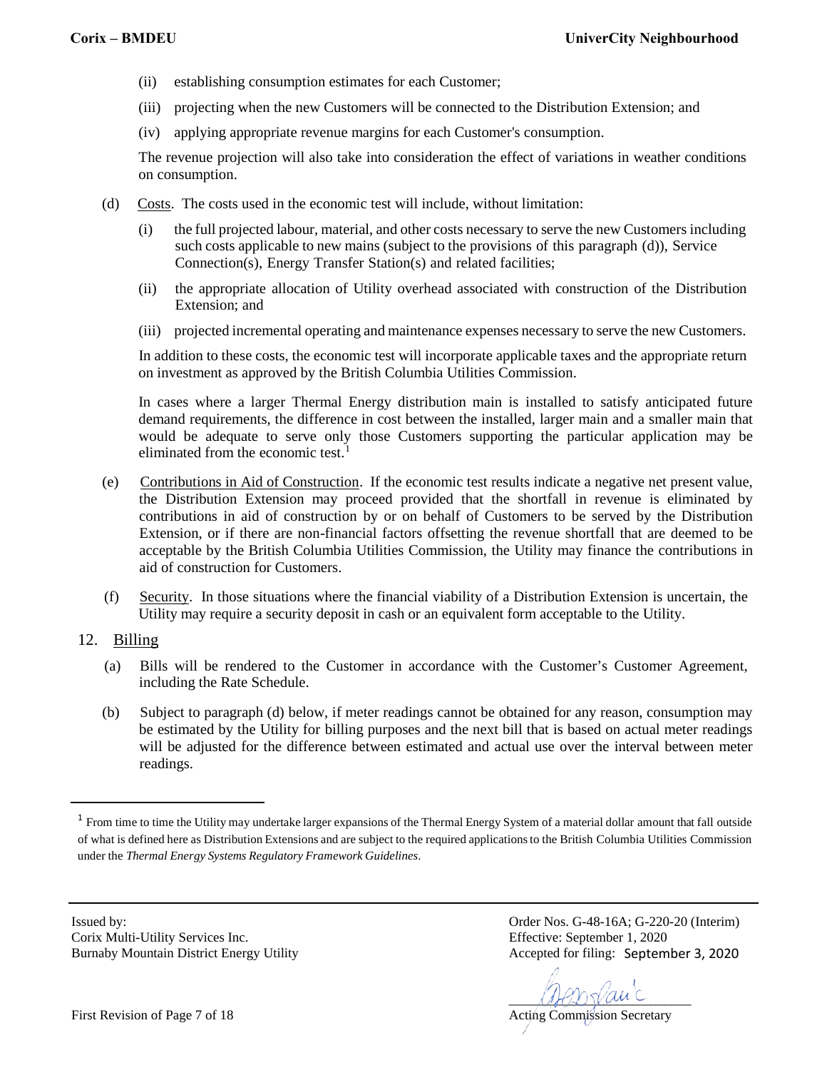(ii) establishing consumption estimates for each Customer;

(iii) projecting when the new Customers will be connected to the Distribution Extension; and

(iv) applying appropriate revenue margins for each Customer's consumption.

The revenue projection will also take into consideration the effect of variations in weather conditions on consumption.

(d) Costs. The costs used in the economic test will include, without limitation:

(i) the full projected labour, material, and other costs necessary to serve the new Customers including such costs applicable to new mains (subject to the provisions of this paragraph (d)), Service Connection(s), Energy Transfer Station(s) and related facilities;

(ii) the appropriate allocation of Utility overhead associated with construction of the Distribution Extension; and

(iii) projected incremental operating and maintenance expenses necessary to serve the new Customers.

In addition to these costs, the economic test will incorporate applicable taxes and the appropriate return on investment as approved by the British Columbia Utilities Commission.

In cases where a larger Thermal Energy distribution main is installed to satisfy anticipated future demand requirements, the difference in cost between the installed, larger main and a smaller main that would be adequate to serve only those Customers supporting the particular application may be eliminated from the economic test.[1]

(e) Contributions in Aid of Construction. If the economic test results indicate a negative net present value, the Distribution Extension may proceed provided that the shortfall in revenue is eliminated by contributions in aid of construction by or on behalf of Customers to be served by the Distribution Extension, or if there are non-financial factors offsetting the revenue shortfall that are deemed to be acceptable by the British Columbia Utilities Commission, the Utility may finance the contributions in aid of construction for Customers.

(f) Security. In those situations where the financial viability of a Distribution Extension is uncertain, the Utility may require a security deposit in cash or an equivalent form acceptable to the Utility.

## 12. Billing

(a) Bills will be rendered to the Customer in accordance with the Customer's Customer Agreement, including the Rate Schedule.

(b) Subject to paragraph (d) below, if meter readings cannot be obtained for any reason, consumption may be estimated by the Utility for billing purposes and the next bill that is based on actual meter readings will be adjusted for the difference between estimated and actual use over the interval between meter readings.

---

[1] From time to time the Utility may undertake larger expansions of the Thermal Energy System of a material dollar amount that fall outside of what is defined here as Distribution Extensions and are subject to the required applications to the British Columbia Utilities Commission under the *Thermal Energy Systems Regulatory Framework Guidelines*.

Issued by:
Corix Multi-Utility Services Inc.
Burnaby Mountain District Energy Utility

Order Nos. G-48-16A; G-220-20 (Interim)
Effective: September 1, 2020
Accepted for filing: September 3, 2020

Acting Commission Secretary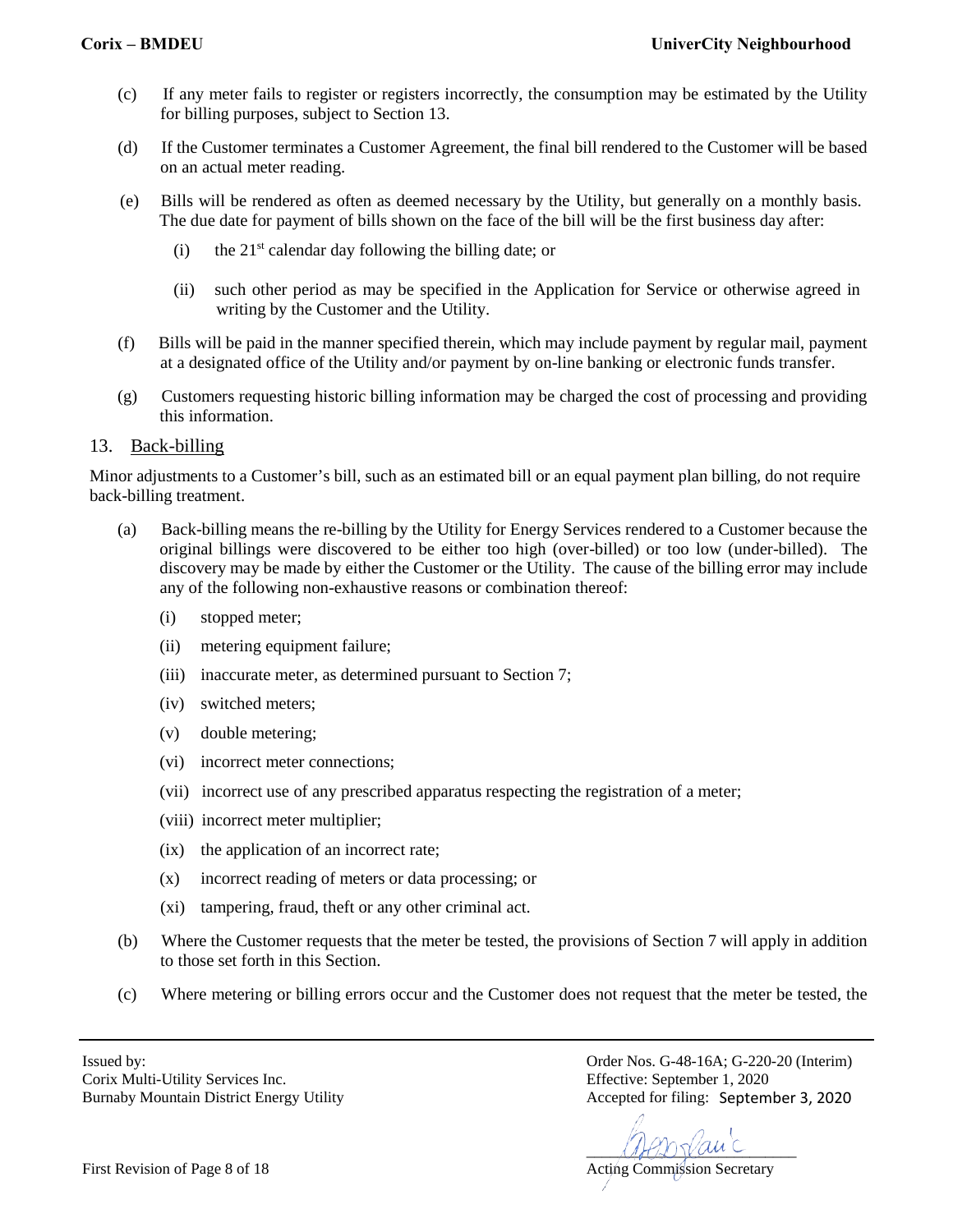(c) If any meter fails to register or registers incorrectly, the consumption may be estimated by the Utility for billing purposes, subject to Section 13.

(d) If the Customer terminates a Customer Agreement, the final bill rendered to the Customer will be based on an actual meter reading.

(e) Bills will be rendered as often as deemed necessary by the Utility, but generally on a monthly basis. The due date for payment of bills shown on the face of the bill will be the first business day after:

   (i) the 21st calendar day following the billing date; or

   (ii) such other period as may be specified in the Application for Service or otherwise agreed in writing by the Customer and the Utility.

(f) Bills will be paid in the manner specified therein, which may include payment by regular mail, payment at a designated office of the Utility and/or payment by on-line banking or electronic funds transfer.

(g) Customers requesting historic billing information may be charged the cost of processing and providing this information.

## 13. Back-billing

Minor adjustments to a Customer's bill, such as an estimated bill or an equal payment plan billing, do not require back-billing treatment.

(a) Back-billing means the re-billing by the Utility for Energy Services rendered to a Customer because the original billings were discovered to be either too high (over-billed) or too low (under-billed). The discovery may be made by either the Customer or the Utility. The cause of the billing error may include any of the following non-exhaustive reasons or combination thereof:

   (i) stopped meter;

   (ii) metering equipment failure;

   (iii) inaccurate meter, as determined pursuant to Section 7;

   (iv) switched meters;

   (v) double metering;

   (vi) incorrect meter connections;

   (vii) incorrect use of any prescribed apparatus respecting the registration of a meter;

   (viii) incorrect meter multiplier;

   (ix) the application of an incorrect rate;

   (x) incorrect reading of meters or data processing; or

   (xi) tampering, fraud, theft or any other criminal act.

(b) Where the Customer requests that the meter be tested, the provisions of Section 7 will apply in addition to those set forth in this Section.

(c) Where metering or billing errors occur and the Customer does not request that the meter be tested, the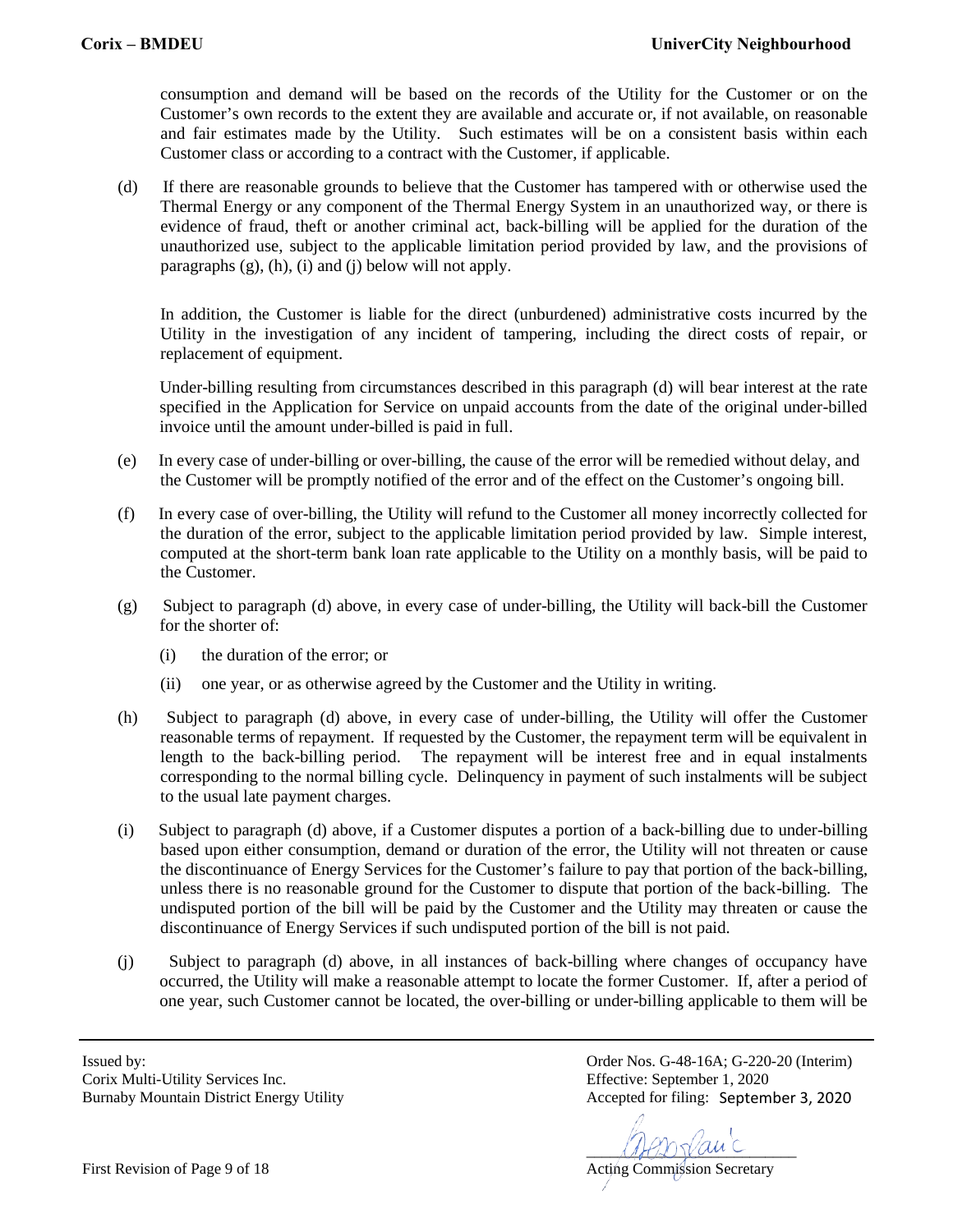consumption and demand will be based on the records of the Utility for the Customer or on the Customer's own records to the extent they are available and accurate or, if not available, on reasonable and fair estimates made by the Utility. Such estimates will be on a consistent basis within each Customer class or according to a contract with the Customer, if applicable.

(d) If there are reasonable grounds to believe that the Customer has tampered with or otherwise used the Thermal Energy or any component of the Thermal Energy System in an unauthorized way, or there is evidence of fraud, theft or another criminal act, back-billing will be applied for the duration of the unauthorized use, subject to the applicable limitation period provided by law, and the provisions of paragraphs (g), (h), (i) and (j) below will not apply.

In addition, the Customer is liable for the direct (unburdened) administrative costs incurred by the Utility in the investigation of any incident of tampering, including the direct costs of repair, or replacement of equipment.

Under-billing resulting from circumstances described in this paragraph (d) will bear interest at the rate specified in the Application for Service on unpaid accounts from the date of the original under-billed invoice until the amount under-billed is paid in full.

(e) In every case of under-billing or over-billing, the cause of the error will be remedied without delay, and the Customer will be promptly notified of the error and of the effect on the Customer's ongoing bill.

(f) In every case of over-billing, the Utility will refund to the Customer all money incorrectly collected for the duration of the error, subject to the applicable limitation period provided by law. Simple interest, computed at the short-term bank loan rate applicable to the Utility on a monthly basis, will be paid to the Customer.

(g) Subject to paragraph (d) above, in every case of under-billing, the Utility will back-bill the Customer for the shorter of:

(i) the duration of the error; or

(ii) one year, or as otherwise agreed by the Customer and the Utility in writing.

(h) Subject to paragraph (d) above, in every case of under-billing, the Utility will offer the Customer reasonable terms of repayment. If requested by the Customer, the repayment term will be equivalent in length to the back-billing period. The repayment will be interest free and in equal instalments corresponding to the normal billing cycle. Delinquency in payment of such instalments will be subject to the usual late payment charges.

(i) Subject to paragraph (d) above, if a Customer disputes a portion of a back-billing due to under-billing based upon either consumption, demand or duration of the error, the Utility will not threaten or cause the discontinuance of Energy Services for the Customer's failure to pay that portion of the back-billing, unless there is no reasonable ground for the Customer to dispute that portion of the back-billing. The undisputed portion of the bill will be paid by the Customer and the Utility may threaten or cause the discontinuance of Energy Services if such undisputed portion of the bill is not paid.

(j) Subject to paragraph (d) above, in all instances of back-billing where changes of occupancy have occurred, the Utility will make a reasonable attempt to locate the former Customer. If, after a period of one year, such Customer cannot be located, the over-billing or under-billing applicable to them will be

Issued by:
Corix Multi-Utility Services Inc.
Burnaby Mountain District Energy Utility

Order Nos. G-48-16A; G-220-20 (Interim)
Effective: September 1, 2020
Accepted for filing: September 3, 2020

Acting Commission Secretary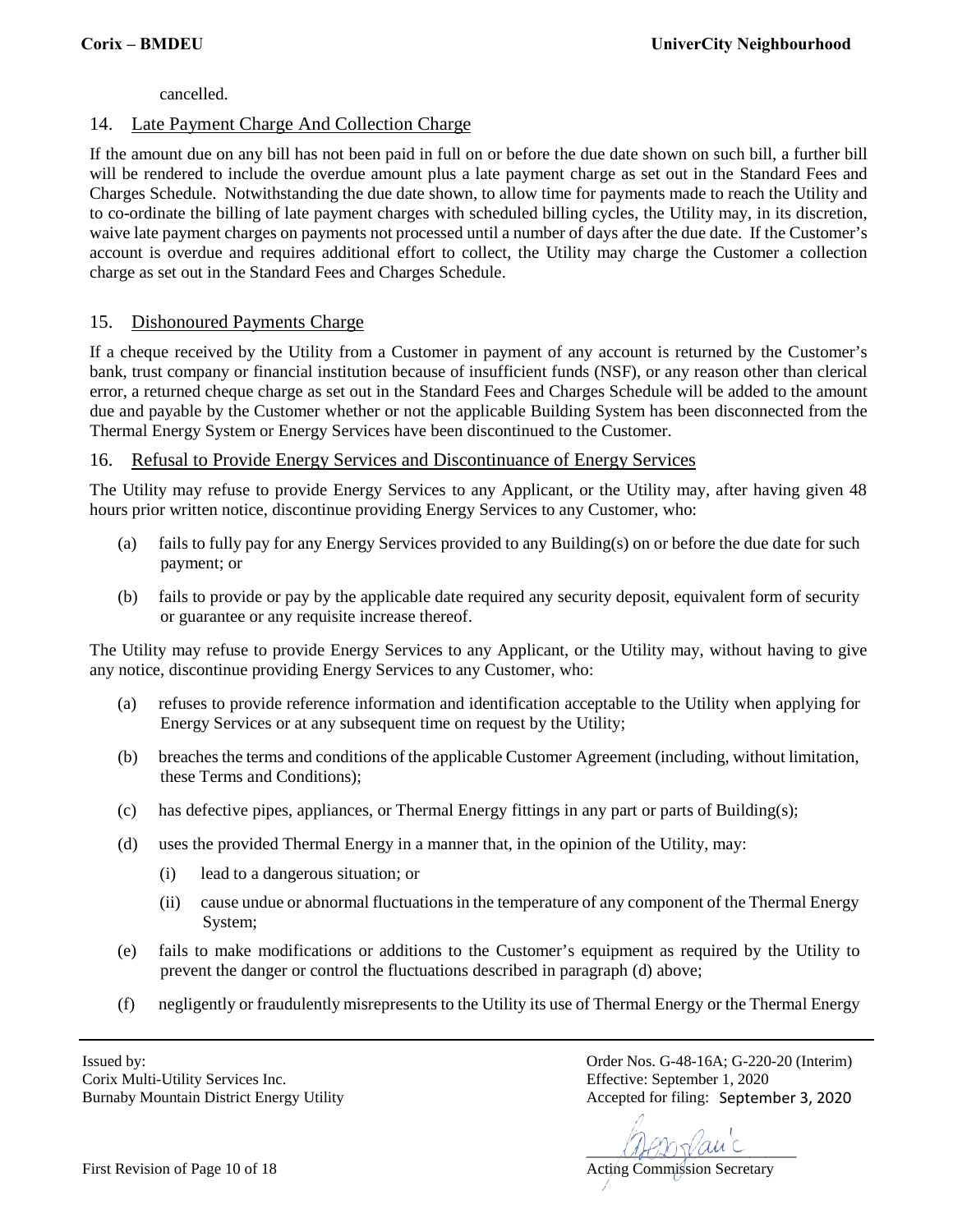cancelled.

## 14. Late Payment Charge And Collection Charge

If the amount due on any bill has not been paid in full on or before the due date shown on such bill, a further bill will be rendered to include the overdue amount plus a late payment charge as set out in the Standard Fees and Charges Schedule. Notwithstanding the due date shown, to allow time for payments made to reach the Utility and to co-ordinate the billing of late payment charges with scheduled billing cycles, the Utility may, in its discretion, waive late payment charges on payments not processed until a number of days after the due date. If the Customer's account is overdue and requires additional effort to collect, the Utility may charge the Customer a collection charge as set out in the Standard Fees and Charges Schedule.

## 15. Dishonoured Payments Charge

If a cheque received by the Utility from a Customer in payment of any account is returned by the Customer's bank, trust company or financial institution because of insufficient funds (NSF), or any reason other than clerical error, a returned cheque charge as set out in the Standard Fees and Charges Schedule will be added to the amount due and payable by the Customer whether or not the applicable Building System has been disconnected from the Thermal Energy System or Energy Services have been discontinued to the Customer.

## 16. Refusal to Provide Energy Services and Discontinuance of Energy Services

The Utility may refuse to provide Energy Services to any Applicant, or the Utility may, after having given 48 hours prior written notice, discontinue providing Energy Services to any Customer, who:

(a) fails to fully pay for any Energy Services provided to any Building(s) on or before the due date for such payment; or

(b) fails to provide or pay by the applicable date required any security deposit, equivalent form of security or guarantee or any requisite increase thereof.

The Utility may refuse to provide Energy Services to any Applicant, or the Utility may, without having to give any notice, discontinue providing Energy Services to any Customer, who:

(a) refuses to provide reference information and identification acceptable to the Utility when applying for Energy Services or at any subsequent time on request by the Utility;

(b) breaches the terms and conditions of the applicable Customer Agreement (including, without limitation, these Terms and Conditions);

(c) has defective pipes, appliances, or Thermal Energy fittings in any part or parts of Building(s);

(d) uses the provided Thermal Energy in a manner that, in the opinion of the Utility, may:

   (i) lead to a dangerous situation; or

   (ii) cause undue or abnormal fluctuations in the temperature of any component of the Thermal Energy System;

(e) fails to make modifications or additions to the Customer's equipment as required by the Utility to prevent the danger or control the fluctuations described in paragraph (d) above;

(f) negligently or fraudulently misrepresents to the Utility its use of Thermal Energy or the Thermal Energy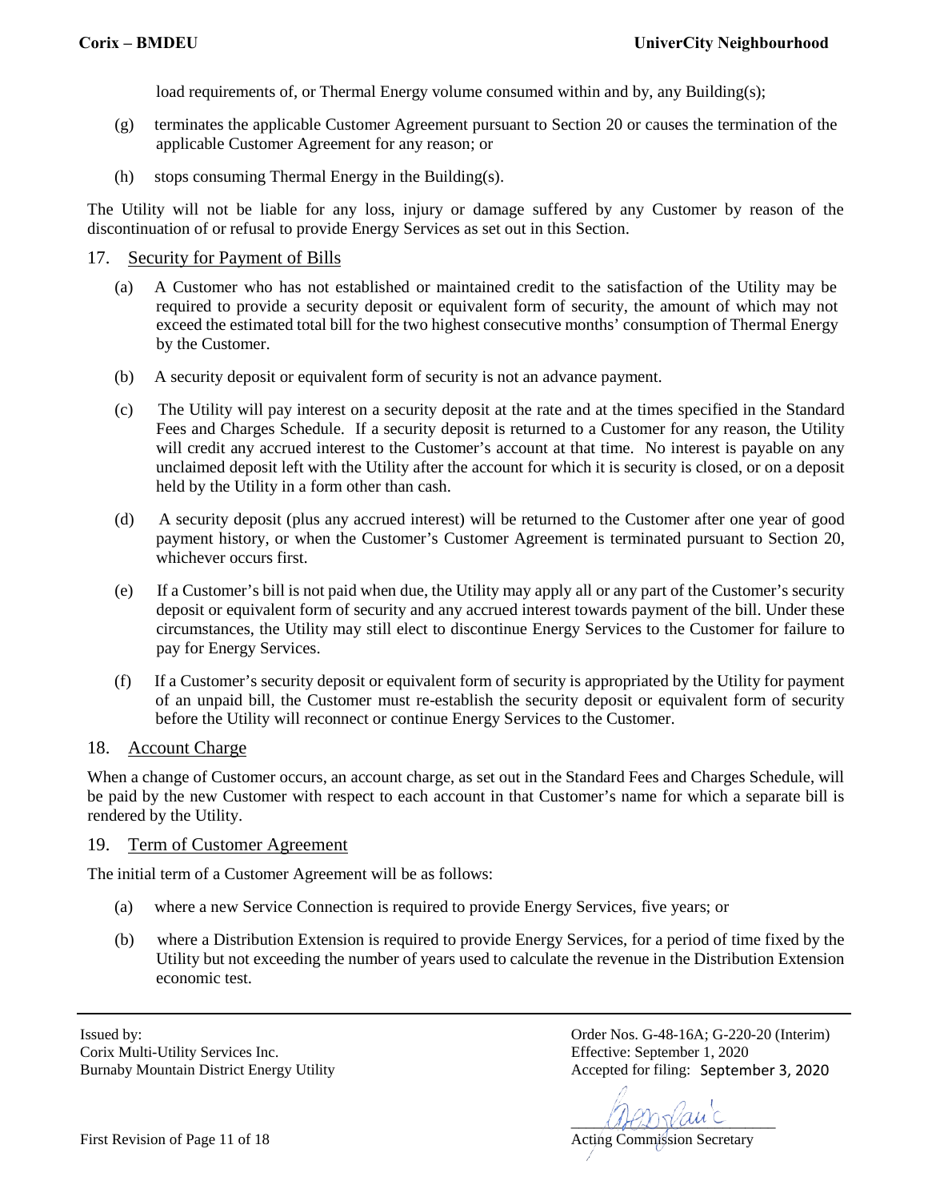load requirements of, or Thermal Energy volume consumed within and by, any Building(s);

(g) terminates the applicable Customer Agreement pursuant to Section 20 or causes the termination of the applicable Customer Agreement for any reason; or

(h) stops consuming Thermal Energy in the Building(s).

The Utility will not be liable for any loss, injury or damage suffered by any Customer by reason of the discontinuation of or refusal to provide Energy Services as set out in this Section.

## 17. Security for Payment of Bills

(a) A Customer who has not established or maintained credit to the satisfaction of the Utility may be required to provide a security deposit or equivalent form of security, the amount of which may not exceed the estimated total bill for the two highest consecutive months' consumption of Thermal Energy by the Customer.

(b) A security deposit or equivalent form of security is not an advance payment.

(c) The Utility will pay interest on a security deposit at the rate and at the times specified in the Standard Fees and Charges Schedule. If a security deposit is returned to a Customer for any reason, the Utility will credit any accrued interest to the Customer's account at that time. No interest is payable on any unclaimed deposit left with the Utility after the account for which it is security is closed, or on a deposit held by the Utility in a form other than cash.

(d) A security deposit (plus any accrued interest) will be returned to the Customer after one year of good payment history, or when the Customer's Customer Agreement is terminated pursuant to Section 20, whichever occurs first.

(e) If a Customer's bill is not paid when due, the Utility may apply all or any part of the Customer's security deposit or equivalent form of security and any accrued interest towards payment of the bill. Under these circumstances, the Utility may still elect to discontinue Energy Services to the Customer for failure to pay for Energy Services.

(f) If a Customer's security deposit or equivalent form of security is appropriated by the Utility for payment of an unpaid bill, the Customer must re-establish the security deposit or equivalent form of security before the Utility will reconnect or continue Energy Services to the Customer.

## 18. Account Charge

When a change of Customer occurs, an account charge, as set out in the Standard Fees and Charges Schedule, will be paid by the new Customer with respect to each account in that Customer's name for which a separate bill is rendered by the Utility.

## 19. Term of Customer Agreement

The initial term of a Customer Agreement will be as follows:

(a) where a new Service Connection is required to provide Energy Services, five years; or

(b) where a Distribution Extension is required to provide Energy Services, for a period of time fixed by the Utility but not exceeding the number of years used to calculate the revenue in the Distribution Extension economic test.

Issued by:
Corix Multi-Utility Services Inc.
Burnaby Mountain District Energy Utility

Order Nos. G-48-16A; G-220-20 (Interim)
Effective: September 1, 2020
Accepted for filing: September 3, 2020

Acting Commission Secretary

First Revision of Page 11 of 18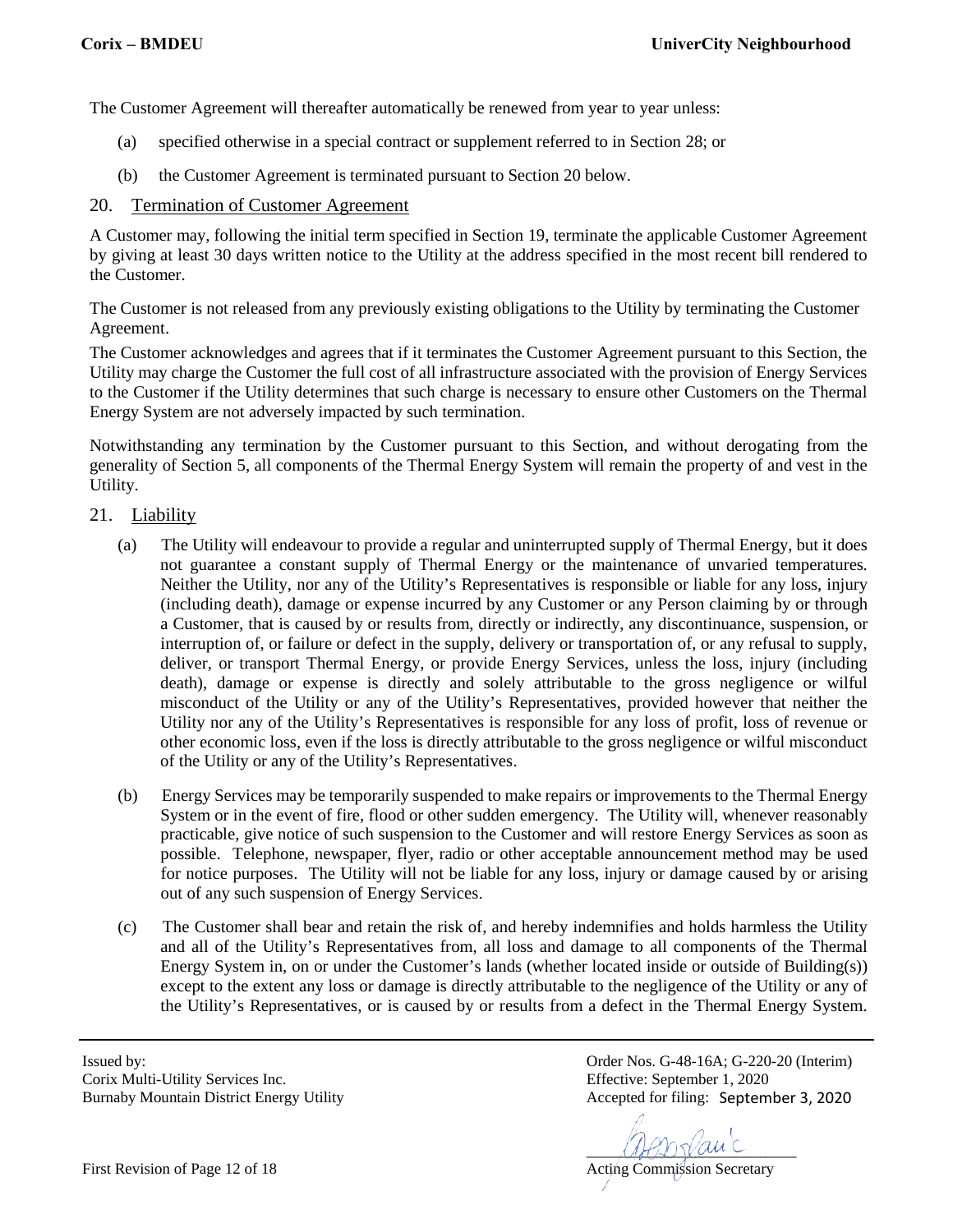The Customer Agreement will thereafter automatically be renewed from year to year unless:

(a) specified otherwise in a special contract or supplement referred to in Section 28; or

(b) the Customer Agreement is terminated pursuant to Section 20 below.

## 20. Termination of Customer Agreement

A Customer may, following the initial term specified in Section 19, terminate the applicable Customer Agreement by giving at least 30 days written notice to the Utility at the address specified in the most recent bill rendered to the Customer.

The Customer is not released from any previously existing obligations to the Utility by terminating the Customer Agreement.

The Customer acknowledges and agrees that if it terminates the Customer Agreement pursuant to this Section, the Utility may charge the Customer the full cost of all infrastructure associated with the provision of Energy Services to the Customer if the Utility determines that such charge is necessary to ensure other Customers on the Thermal Energy System are not adversely impacted by such termination.

Notwithstanding any termination by the Customer pursuant to this Section, and without derogating from the generality of Section 5, all components of the Thermal Energy System will remain the property of and vest in the Utility.

## 21. Liability

(a) The Utility will endeavour to provide a regular and uninterrupted supply of Thermal Energy, but it does not guarantee a constant supply of Thermal Energy or the maintenance of unvaried temperatures. Neither the Utility, nor any of the Utility's Representatives is responsible or liable for any loss, injury (including death), damage or expense incurred by any Customer or any Person claiming by or through a Customer, that is caused by or results from, directly or indirectly, any discontinuance, suspension, or interruption of, or failure or defect in the supply, delivery or transportation of, or any refusal to supply, deliver, or transport Thermal Energy, or provide Energy Services, unless the loss, injury (including death), damage or expense is directly and solely attributable to the gross negligence or wilful misconduct of the Utility or any of the Utility's Representatives, provided however that neither the Utility nor any of the Utility's Representatives is responsible for any loss of profit, loss of revenue or other economic loss, even if the loss is directly attributable to the gross negligence or wilful misconduct of the Utility or any of the Utility's Representatives.

(b) Energy Services may be temporarily suspended to make repairs or improvements to the Thermal Energy System or in the event of fire, flood or other sudden emergency. The Utility will, whenever reasonably practicable, give notice of such suspension to the Customer and will restore Energy Services as soon as possible. Telephone, newspaper, flyer, radio or other acceptable announcement method may be used for notice purposes. The Utility will not be liable for any loss, injury or damage caused by or arising out of any such suspension of Energy Services.

(c) The Customer shall bear and retain the risk of, and hereby indemnifies and holds harmless the Utility and all of the Utility's Representatives from, all loss and damage to all components of the Thermal Energy System in, on or under the Customer's lands (whether located inside or outside of Building(s)) except to the extent any loss or damage is directly attributable to the negligence of the Utility or any of the Utility's Representatives, or is caused by or results from a defect in the Thermal Energy System.

Issued by:
Corix Multi-Utility Services Inc.
Burnaby Mountain District Energy Utility

Order Nos. G-48-16A; G-220-20 (Interim)
Effective: September 1, 2020
Accepted for filing: September 3, 2020

Acting Commission Secretary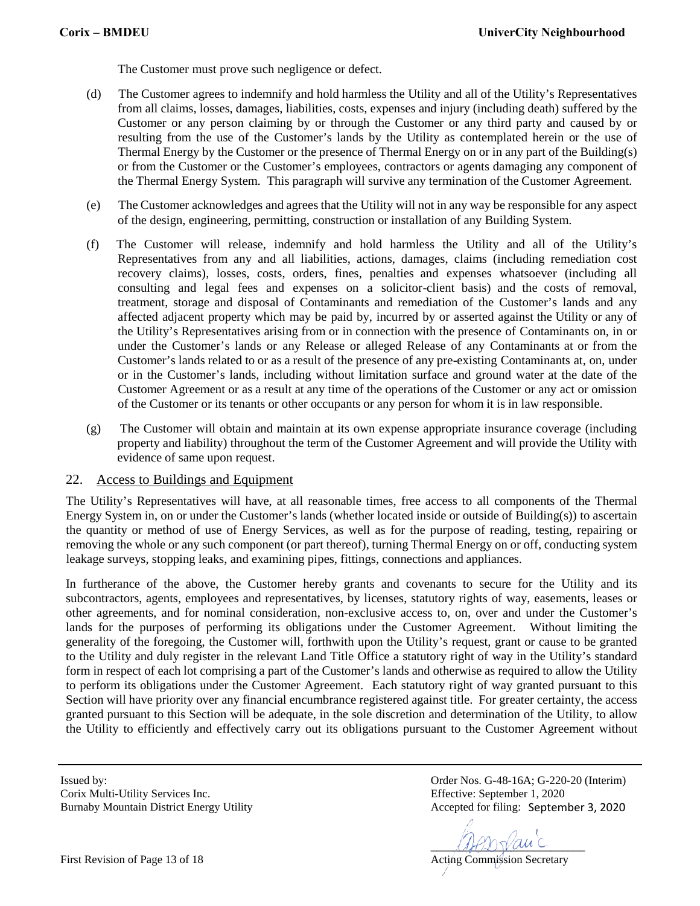The Customer must prove such negligence or defect.

(d) The Customer agrees to indemnify and hold harmless the Utility and all of the Utility's Representatives from all claims, losses, damages, liabilities, costs, expenses and injury (including death) suffered by the Customer or any person claiming by or through the Customer or any third party and caused by or resulting from the use of the Customer's lands by the Utility as contemplated herein or the use of Thermal Energy by the Customer or the presence of Thermal Energy on or in any part of the Building(s) or from the Customer or the Customer's employees, contractors or agents damaging any component of the Thermal Energy System. This paragraph will survive any termination of the Customer Agreement.

(e) The Customer acknowledges and agrees that the Utility will not in any way be responsible for any aspect of the design, engineering, permitting, construction or installation of any Building System.

(f) The Customer will release, indemnify and hold harmless the Utility and all of the Utility's Representatives from any and all liabilities, actions, damages, claims (including remediation cost recovery claims), losses, costs, orders, fines, penalties and expenses whatsoever (including all consulting and legal fees and expenses on a solicitor-client basis) and the costs of removal, treatment, storage and disposal of Contaminants and remediation of the Customer's lands and any affected adjacent property which may be paid by, incurred by or asserted against the Utility or any of the Utility's Representatives arising from or in connection with the presence of Contaminants on, in or under the Customer's lands or any Release or alleged Release of any Contaminants at or from the Customer's lands related to or as a result of the presence of any pre-existing Contaminants at, on, under or in the Customer's lands, including without limitation surface and ground water at the date of the Customer Agreement or as a result at any time of the operations of the Customer or any act or omission of the Customer or its tenants or other occupants or any person for whom it is in law responsible.

(g) The Customer will obtain and maintain at its own expense appropriate insurance coverage (including property and liability) throughout the term of the Customer Agreement and will provide the Utility with evidence of same upon request.

## 22. Access to Buildings and Equipment

The Utility's Representatives will have, at all reasonable times, free access to all components of the Thermal Energy System in, on or under the Customer's lands (whether located inside or outside of Building(s)) to ascertain the quantity or method of use of Energy Services, as well as for the purpose of reading, testing, repairing or removing the whole or any such component (or part thereof), turning Thermal Energy on or off, conducting system leakage surveys, stopping leaks, and examining pipes, fittings, connections and appliances.

In furtherance of the above, the Customer hereby grants and covenants to secure for the Utility and its subcontractors, agents, employees and representatives, by licenses, statutory rights of way, easements, leases or other agreements, and for nominal consideration, non-exclusive access to, on, over and under the Customer's lands for the purposes of performing its obligations under the Customer Agreement. Without limiting the generality of the foregoing, the Customer will, forthwith upon the Utility's request, grant or cause to be granted to the Utility and duly register in the relevant Land Title Office a statutory right of way in the Utility's standard form in respect of each lot comprising a part of the Customer's lands and otherwise as required to allow the Utility to perform its obligations under the Customer Agreement. Each statutory right of way granted pursuant to this Section will have priority over any financial encumbrance registered against title. For greater certainty, the access granted pursuant to this Section will be adequate, in the sole discretion and determination of the Utility, to allow the Utility to efficiently and effectively carry out its obligations pursuant to the Customer Agreement without

Issued by:
Corix Multi-Utility Services Inc.
Burnaby Mountain District Energy Utility

Order Nos. G-48-16A; G-220-20 (Interim)
Effective: September 1, 2020
Accepted for filing: September 3, 2020

Acting Commission Secretary

First Revision of Page 13 of 18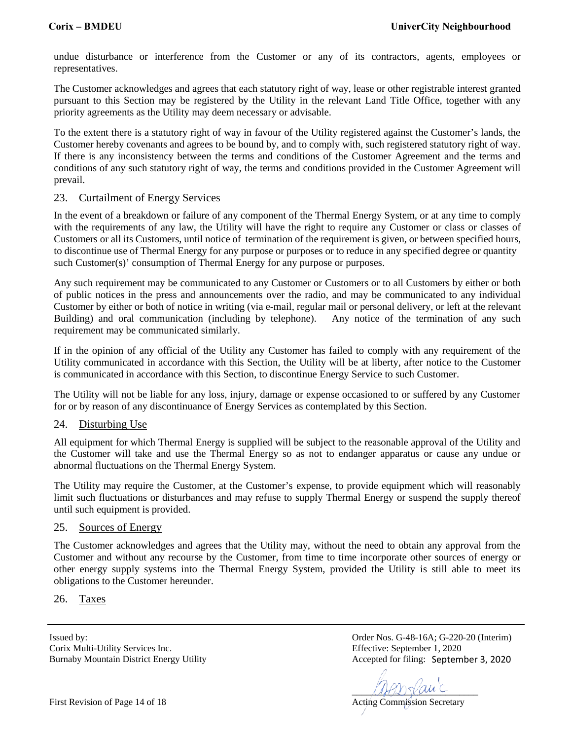undue disturbance or interference from the Customer or any of its contractors, agents, employees or representatives.

The Customer acknowledges and agrees that each statutory right of way, lease or other registrable interest granted pursuant to this Section may be registered by the Utility in the relevant Land Title Office, together with any priority agreements as the Utility may deem necessary or advisable.

To the extent there is a statutory right of way in favour of the Utility registered against the Customer's lands, the Customer hereby covenants and agrees to be bound by, and to comply with, such registered statutory right of way. If there is any inconsistency between the terms and conditions of the Customer Agreement and the terms and conditions of any such statutory right of way, the terms and conditions provided in the Customer Agreement will prevail.

## 23. Curtailment of Energy Services

In the event of a breakdown or failure of any component of the Thermal Energy System, or at any time to comply with the requirements of any law, the Utility will have the right to require any Customer or class or classes of Customers or all its Customers, until notice of termination of the requirement is given, or between specified hours, to discontinue use of Thermal Energy for any purpose or purposes or to reduce in any specified degree or quantity such Customer(s)' consumption of Thermal Energy for any purpose or purposes.

Any such requirement may be communicated to any Customer or Customers or to all Customers by either or both of public notices in the press and announcements over the radio, and may be communicated to any individual Customer by either or both of notice in writing (via e-mail, regular mail or personal delivery, or left at the relevant Building) and oral communication (including by telephone). Any notice of the termination of any such requirement may be communicated similarly.

If in the opinion of any official of the Utility any Customer has failed to comply with any requirement of the Utility communicated in accordance with this Section, the Utility will be at liberty, after notice to the Customer is communicated in accordance with this Section, to discontinue Energy Service to such Customer.

The Utility will not be liable for any loss, injury, damage or expense occasioned to or suffered by any Customer for or by reason of any discontinuance of Energy Services as contemplated by this Section.

## 24. Disturbing Use

All equipment for which Thermal Energy is supplied will be subject to the reasonable approval of the Utility and the Customer will take and use the Thermal Energy so as not to endanger apparatus or cause any undue or abnormal fluctuations on the Thermal Energy System.

The Utility may require the Customer, at the Customer's expense, to provide equipment which will reasonably limit such fluctuations or disturbances and may refuse to supply Thermal Energy or suspend the supply thereof until such equipment is provided.

## 25. Sources of Energy

The Customer acknowledges and agrees that the Utility may, without the need to obtain any approval from the Customer and without any recourse by the Customer, from time to time incorporate other sources of energy or other energy supply systems into the Thermal Energy System, provided the Utility is still able to meet its obligations to the Customer hereunder.

## 26. Taxes

Issued by:
Corix Multi-Utility Services Inc.
Burnaby Mountain District Energy Utility

Order Nos. G-48-16A; G-220-20 (Interim)
Effective: September 1, 2020
Accepted for filing: September 3, 2020

Acting Commission Secretary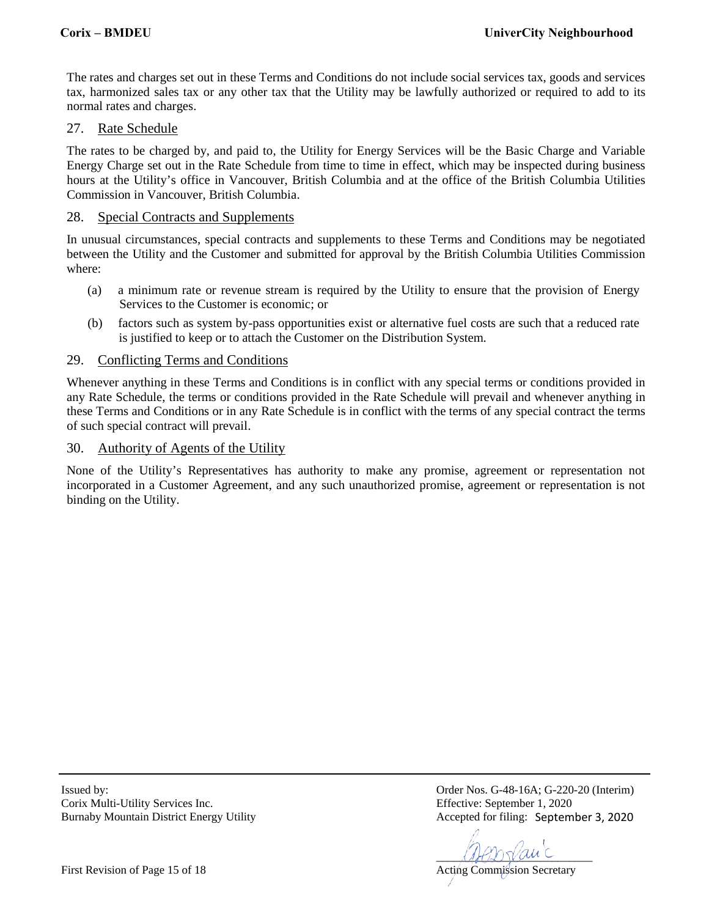The rates and charges set out in these Terms and Conditions do not include social services tax, goods and services tax, harmonized sales tax or any other tax that the Utility may be lawfully authorized or required to add to its normal rates and charges.

## 27. Rate Schedule

The rates to be charged by, and paid to, the Utility for Energy Services will be the Basic Charge and Variable Energy Charge set out in the Rate Schedule from time to time in effect, which may be inspected during business hours at the Utility's office in Vancouver, British Columbia and at the office of the British Columbia Utilities Commission in Vancouver, British Columbia.

## 28. Special Contracts and Supplements

In unusual circumstances, special contracts and supplements to these Terms and Conditions may be negotiated between the Utility and the Customer and submitted for approval by the British Columbia Utilities Commission where:

(a) a minimum rate or revenue stream is required by the Utility to ensure that the provision of Energy Services to the Customer is economic; or

(b) factors such as system by-pass opportunities exist or alternative fuel costs are such that a reduced rate is justified to keep or to attach the Customer on the Distribution System.

## 29. Conflicting Terms and Conditions

Whenever anything in these Terms and Conditions is in conflict with any special terms or conditions provided in any Rate Schedule, the terms or conditions provided in the Rate Schedule will prevail and whenever anything in these Terms and Conditions or in any Rate Schedule is in conflict with the terms of any special contract the terms of such special contract will prevail.

## 30. Authority of Agents of the Utility

None of the Utility's Representatives has authority to make any promise, agreement or representation not incorporated in a Customer Agreement, and any such unauthorized promise, agreement or representation is not binding on the Utility.

Issued by:
Corix Multi-Utility Services Inc.
Burnaby Mountain District Energy Utility

Order Nos. G-48-16A; G-220-20 (Interim)
Effective: September 1, 2020
Accepted for filing: September 3, 2020

Acting Commission Secretary

First Revision of Page 15 of 18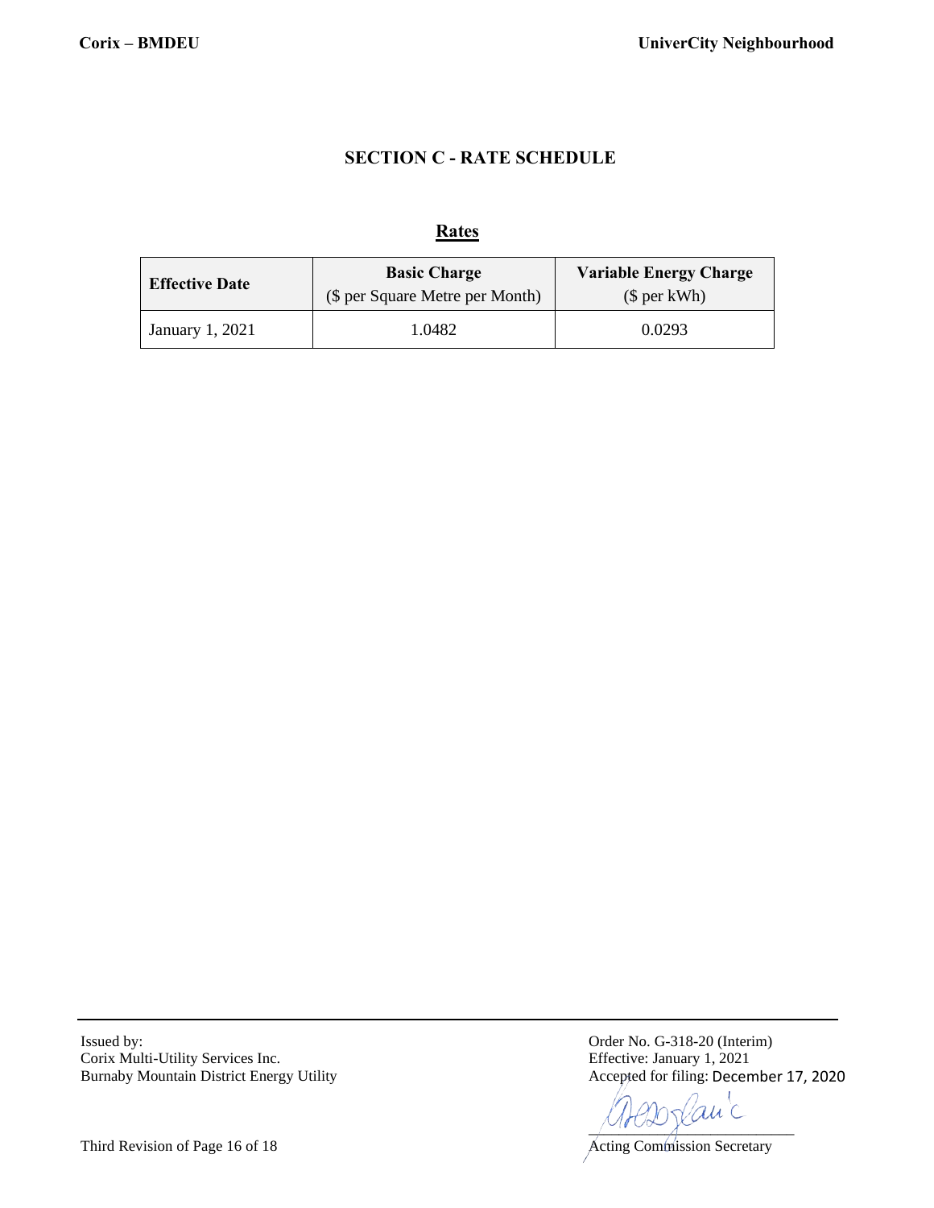## SECTION C - RATE SCHEDULE

### Rates

| Effective Date | Basic Charge ($ per Square Metre per Month) | Variable Energy Charge ($ per kWh) |
|---|---|---|
| January 1, 2021 | 1.0482 | 0.0293 |

Issued by:
Corix Multi-Utility Services Inc.
Burnaby Mountain District Energy Utility

Order No. G-318-20 (Interim)
Effective: January 1, 2021
Accepted for filing: December 17, 2020

Acting Commission Secretary

Third Revision of Page 16 of 18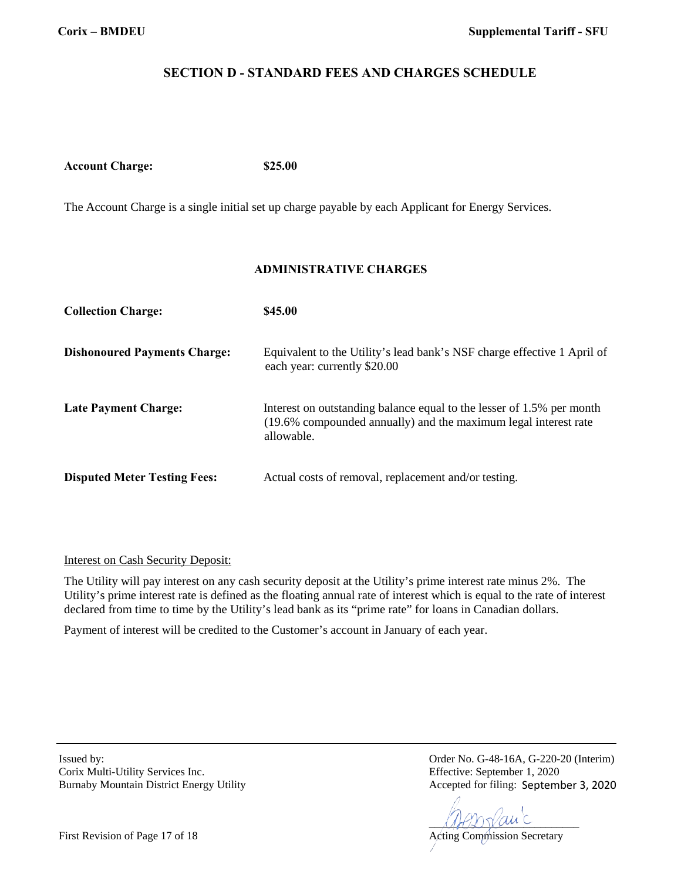## SECTION D - STANDARD FEES AND CHARGES SCHEDULE

**Account Charge:** **$25.00**

The Account Charge is a single initial set up charge payable by each Applicant for Energy Services.

### ADMINISTRATIVE CHARGES

| | |
|---|---|
| **Collection Charge:** | **$45.00** |
| **Dishonoured Payments Charge:** | Equivalent to the Utility's lead bank's NSF charge effective 1 April of each year: currently $20.00 |
| **Late Payment Charge:** | Interest on outstanding balance equal to the lesser of 1.5% per month (19.6% compounded annually) and the maximum legal interest rate allowable. |
| **Disputed Meter Testing Fees:** | Actual costs of removal, replacement and/or testing. |

Interest on Cash Security Deposit:

The Utility will pay interest on any cash security deposit at the Utility's prime interest rate minus 2%. The Utility's prime interest rate is defined as the floating annual rate of interest which is equal to the rate of interest declared from time to time by the Utility's lead bank as its "prime rate" for loans in Canadian dollars.

Payment of interest will be credited to the Customer's account in January of each year.

Issued by:
Corix Multi-Utility Services Inc.
Burnaby Mountain District Energy Utility

Order No. G-48-16A, G-220-20 (Interim)
Effective: September 1, 2020
Accepted for filing: September 3, 2020

Acting Commission Secretary

First Revision of Page 17 of 18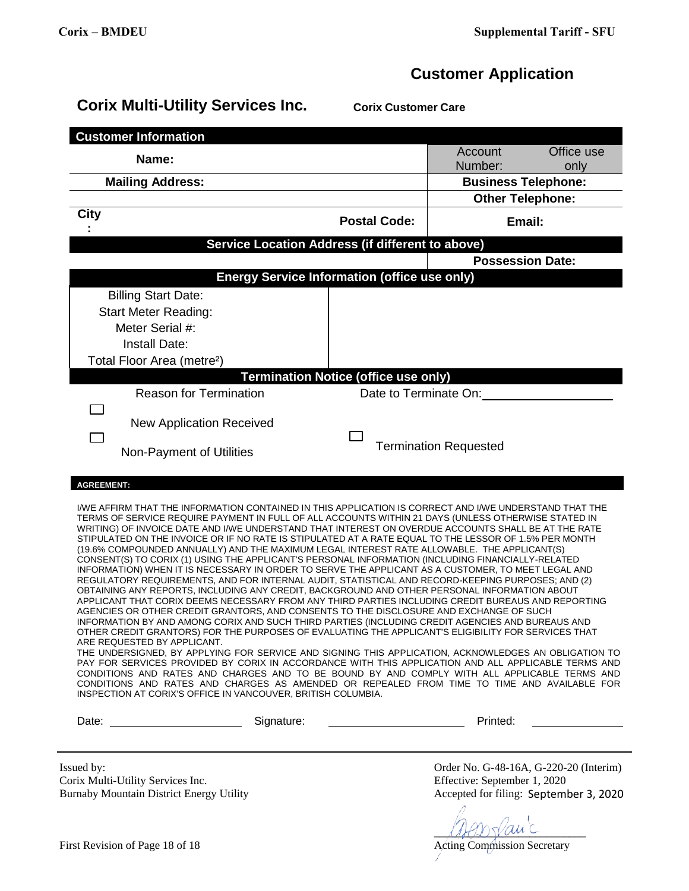# Customer Application

## Corix Multi-Utility Services Inc.

**Corix Customer Care**

| **Customer Information** | | | |
|---|---|---|---|
| **Name:** | | Account Number: | Office use only |
| **Mailing Address:** | | **Business Telephone:** | |
| | | **Other Telephone:** | |
| **City:** | **Postal Code:** | **Email:** | |
| **Service Location Address (if different to above)** | | | |
| | | **Possession Date:** | |

| **Energy Service Information (office use only)** | |
|---|---|
| Billing Start Date: | |
| Start Meter Reading: | |
| Meter Serial #: | |
| Install Date: | |
| Total Floor Area ($metre^2$) | |

**Termination Notice (office use only)**

Reason for Termination

Date to Terminate On: ____________________

☐ New Application Received

☐ Non-Payment of Utilities

☐ Termination Requested

**AGREEMENT:**

I/WE AFFIRM THAT THE INFORMATION CONTAINED IN THIS APPLICATION IS CORRECT AND I/WE UNDERSTAND THAT THE TERMS OF SERVICE REQUIRE PAYMENT IN FULL OF ALL ACCOUNTS WITHIN 21 DAYS (UNLESS OTHERWISE STATED IN WRITING) OF INVOICE DATE AND I/WE UNDERSTAND THAT INTEREST ON OVERDUE ACCOUNTS SHALL BE AT THE RATE STIPULATED ON THE INVOICE OR IF NO RATE IS STIPULATED AT A RATE EQUAL TO THE LESSOR OF 1.5% PER MONTH (19.6% COMPOUNDED ANNUALLY) AND THE MAXIMUM LEGAL INTEREST RATE ALLOWABLE. THE APPLICANT(S) CONSENT(S) TO CORIX (1) USING THE APPLICANT'S PERSONAL INFORMATION (INCLUDING FINANCIALLY-RELATED INFORMATION) WHEN IT IS NECESSARY IN ORDER TO SERVE THE APPLICANT AS A CUSTOMER, TO MEET LEGAL AND REGULATORY REQUIREMENTS, AND FOR INTERNAL AUDIT, STATISTICAL AND RECORD-KEEPING PURPOSES; AND (2) OBTAINING ANY REPORTS, INCLUDING ANY CREDIT, BACKGROUND AND OTHER PERSONAL INFORMATION ABOUT APPLICANT THAT CORIX DEEMS NECESSARY FROM ANY THIRD PARTIES INCLUDING CREDIT BUREAUS AND REPORTING AGENCIES OR OTHER CREDIT GRANTORS, AND CONSENTS TO THE DISCLOSURE AND EXCHANGE OF SUCH INFORMATION BY AND AMONG CORIX AND SUCH THIRD PARTIES (INCLUDING CREDIT AGENCIES AND BUREAUS AND OTHER CREDIT GRANTORS) FOR THE PURPOSES OF EVALUATING THE APPLICANT'S ELIGIBILITY FOR SERVICES THAT ARE REQUESTED BY APPLICANT.

THE UNDERSIGNED, BY APPLYING FOR SERVICE AND SIGNING THIS APPLICATION, ACKNOWLEDGES AN OBLIGATION TO PAY FOR SERVICES PROVIDED BY CORIX IN ACCORDANCE WITH THIS APPLICATION AND ALL APPLICABLE TERMS AND CONDITIONS AND RATES AND CHARGES AND TO BE BOUND BY AND COMPLY WITH ALL APPLICABLE TERMS AND CONDITIONS AND RATES AND CHARGES AS AMENDED OR REPEALED FROM TIME TO TIME AND AVAILABLE FOR INSPECTION AT CORIX'S OFFICE IN VANCOUVER, BRITISH COLUMBIA.

Date: ____________________ Signature: ____________________ Printed: ______________

Issued by:
Corix Multi-Utility Services Inc.
Burnaby Mountain District Energy Utility

Order No. G-48-16A, G-220-20 (Interim)
Effective: September 1, 2020
Accepted for filing: September 3, 2020

Acting Commission Secretary